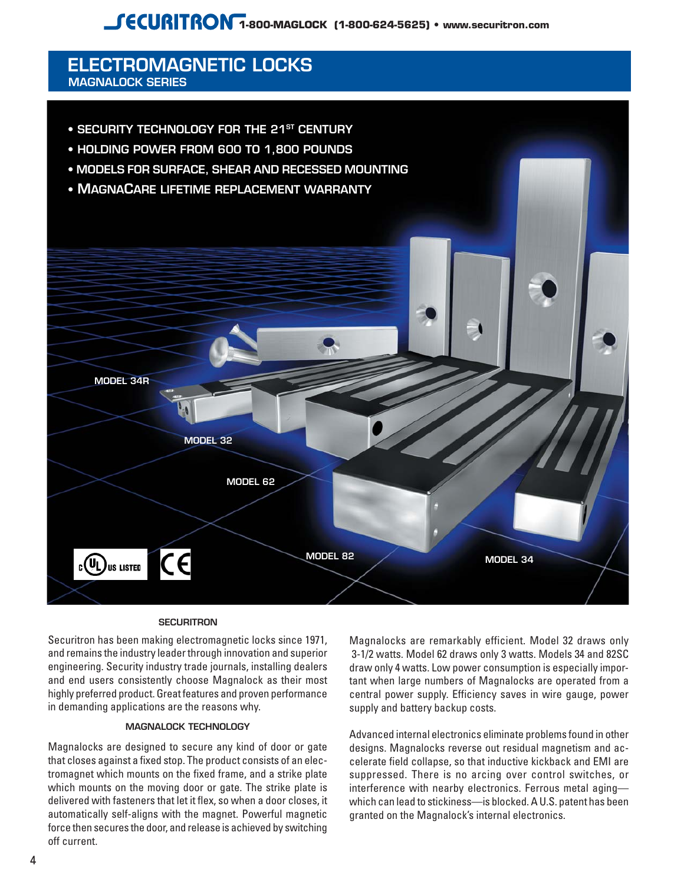# ELECTROMAGNETIC LOCKS

## MAGNALOCK SERIES

- SECURITY TECHNOLOGY FOR THE 21ST CENTURY
- HOLDING POWER FROM 600 TO 1,800 POUNDS
- MODELS FOR SURFACE, SHEAR AND RECESSED MOUNTING
- MAGNACARE LIFETIME REPLACEMENT WARRANTY

MODEL 34R

MODEL 32

MODEL 62

MODEL 82

MODEL 34

c UL US LISTED

CE

### SECURITRON

Securitron has been making electromagnetic locks since 1971, and remains the industry leader through innovation and superior engineering. Security industry trade journals, installing dealers and end users consistently choose Magnalock as their most highly preferred product. Great features and proven performance in demanding applications are the reasons why.

### MAGNALOCK TECHNOLOGY

Magnalocks are designed to secure any kind of door or gate that closes against a fixed stop. The product consists of an electromagnet which mounts on the fixed frame, and a strike plate which mounts on the moving door or gate. The strike plate is delivered with fasteners that let it flex, so when a door closes, it automatically self-aligns with the magnet. Powerful magnetic force then secures the door, and release is achieved by switching off current.

Magnalocks are remarkably efficient. Model 32 draws only 3-1/2 watts. Model 62 draws only 3 watts. Models 34 and 82SC draw only 4 watts. Low power consumption is especially important when large numbers of Magnalocks are operated from a central power supply. Efficiency saves in wire gauge, power supply and battery backup costs.

Advanced internal electronics eliminate problems found in other designs. Magnalocks reverse out residual magnetism and accelerate field collapse, so that inductive kickback and EMI are suppressed. There is no arcing over control switches, or interference with nearby electronics. Ferrous metal aging—which can lead to stickiness—is blocked. A U.S. patent has been granted on the Magnalock's internal electronics.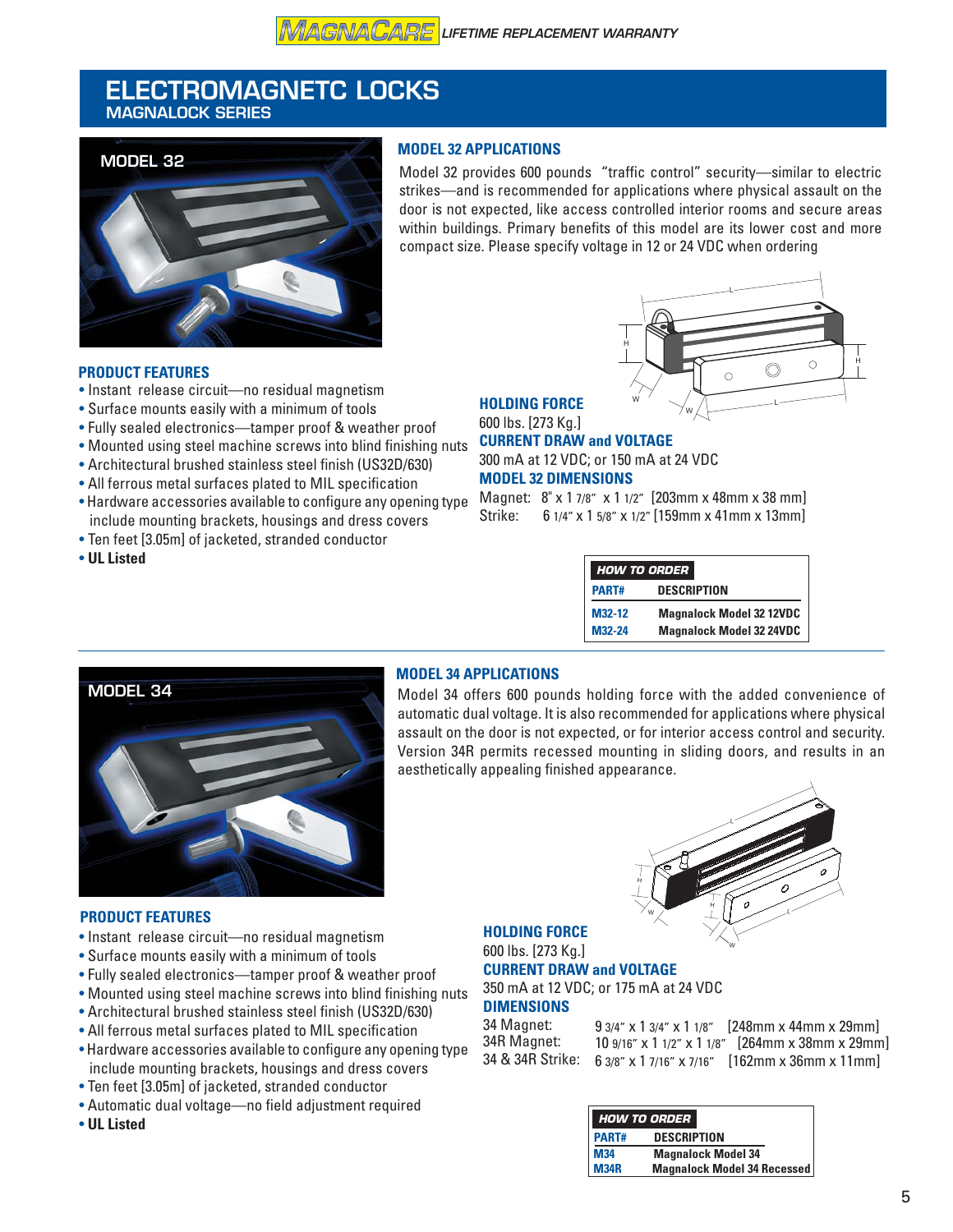MAGNACARE LIFETIME REPLACEMENT WARRANTY

# ELECTROMAGNETC LOCKS
## MAGNALOCK SERIES

MODEL 32

### MODEL 32 APPLICATIONS

Model 32 provides 600 pounds "traffic control" security—similar to electric strikes—and is recommended for applications where physical assault on the door is not expected, like access controlled interior rooms and secure areas within buildings. Primary benefits of this model are its lower cost and more compact size. Please specify voltage in 12 or 24 VDC when ordering

### PRODUCT FEATURES

- Instant release circuit—no residual magnetism
- Surface mounts easily with a minimum of tools
- Fully sealed electronics—tamper proof & weather proof
- Mounted using steel machine screws into blind finishing nuts
- Architectural brushed stainless steel finish (US32D/630)
- All ferrous metal surfaces plated to MIL specification
- Hardware accessories available to configure any opening type include mounting brackets, housings and dress covers
- Ten feet [3.05m] of jacketed, stranded conductor
- **UL Listed**

### HOLDING FORCE

600 lbs. [273 Kg.]

### CURRENT DRAW and VOLTAGE

300 mA at 12 VDC; or 150 mA at 24 VDC

### MODEL 32 DIMENSIONS

Magnet: 8" x 1 7/8" x 1 1/2" [203mm x 48mm x 38 mm]
Strike: 6 1/4" x 1 5/8" x 1/2" [159mm x 41mm x 13mm]

**HOW TO ORDER**

| PART# | DESCRIPTION |
|---|---|
| M32-12 | Magnalock Model 32 12VDC |
| M32-24 | Magnalock Model 32 24VDC |

MODEL 34

### MODEL 34 APPLICATIONS

Model 34 offers 600 pounds holding force with the added convenience of automatic dual voltage. It is also recommended for applications where physical assault on the door is not expected, or for interior access control and security. Version 34R permits recessed mounting in sliding doors, and results in an aesthetically appealing finished appearance.

### PRODUCT FEATURES

- Instant release circuit—no residual magnetism
- Surface mounts easily with a minimum of tools
- Fully sealed electronics—tamper proof & weather proof
- Mounted using steel machine screws into blind finishing nuts
- Architectural brushed stainless steel finish (US32D/630)
- All ferrous metal surfaces plated to MIL specification
- Hardware accessories available to configure any opening type include mounting brackets, housings and dress covers
- Ten feet [3.05m] of jacketed, stranded conductor
- Automatic dual voltage—no field adjustment required
- **UL Listed**

### HOLDING FORCE

600 lbs. [273 Kg.]

### CURRENT DRAW and VOLTAGE

350 mA at 12 VDC; or 175 mA at 24 VDC

### DIMENSIONS

| | | |
|---|---|---|
| 34 Magnet: | 9 3/4" x 1 3/4" x 1 1/8" | [248mm x 44mm x 29mm] |
| 34R Magnet: | 10 9/16" x 1 1/2" x 1 1/8" | [264mm x 38mm x 29mm] |
| 34 & 34R Strike: | 6 3/8" x 1 7/16" x 7/16" | [162mm x 36mm x 11mm] |

**HOW TO ORDER**

| PART# | DESCRIPTION |
|---|---|
| M34 | Magnalock Model 34 |
| M34R | Magnalock Model 34 Recessed |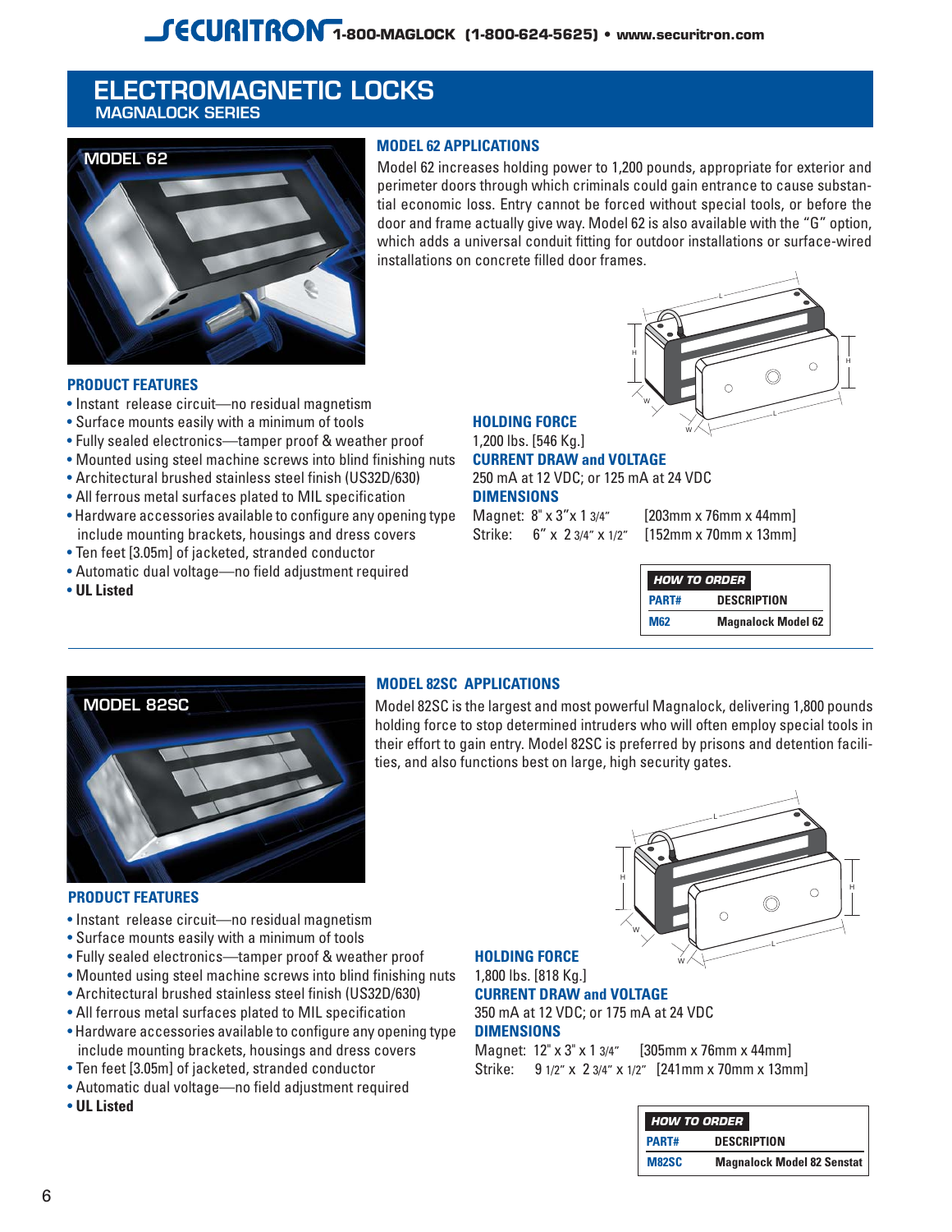# ELECTROMAGNETIC LOCKS
## MAGNALOCK SERIES

MODEL 62

### MODEL 62 APPLICATIONS

Model 62 increases holding power to 1,200 pounds, appropriate for exterior and perimeter doors through which criminals could gain entrance to cause substantial economic loss. Entry cannot be forced without special tools, or before the door and frame actually give way. Model 62 is also available with the "G" option, which adds a universal conduit fitting for outdoor installations or surface-wired installations on concrete filled door frames.

### PRODUCT FEATURES

- Instant release circuit—no residual magnetism
- Surface mounts easily with a minimum of tools
- Fully sealed electronics—tamper proof & weather proof
- Mounted using steel machine screws into blind finishing nuts
- Architectural brushed stainless steel finish (US32D/630)
- All ferrous metal surfaces plated to MIL specification
- Hardware accessories available to configure any opening type include mounting brackets, housings and dress covers
- Ten feet [3.05m] of jacketed, stranded conductor
- Automatic dual voltage—no field adjustment required
- **UL Listed**

### HOLDING FORCE

1,200 lbs. [546 Kg.]

### CURRENT DRAW and VOLTAGE

250 mA at 12 VDC; or 125 mA at 24 VDC

### DIMENSIONS

Magnet: 8" x 3"x 1 3/4" [203mm x 76mm x 44mm]
Strike: 6" x 2 3/4" x 1/2" [152mm x 70mm x 13mm]

**HOW TO ORDER**

| PART# | DESCRIPTION |
|---|---|
| M62 | Magnalock Model 62 |

---

MODEL 82SC

### MODEL 82SC APPLICATIONS

Model 82SC is the largest and most powerful Magnalock, delivering 1,800 pounds holding force to stop determined intruders who will often employ special tools in their effort to gain entry. Model 82SC is preferred by prisons and detention facilities, and also functions best on large, high security gates.

### PRODUCT FEATURES

- Instant release circuit—no residual magnetism
- Surface mounts easily with a minimum of tools
- Fully sealed electronics—tamper proof & weather proof
- Mounted using steel machine screws into blind finishing nuts
- Architectural brushed stainless steel finish (US32D/630)
- All ferrous metal surfaces plated to MIL specification
- Hardware accessories available to configure any opening type include mounting brackets, housings and dress covers
- Ten feet [3.05m] of jacketed, stranded conductor
- Automatic dual voltage—no field adjustment required
- **UL Listed**

### HOLDING FORCE

1,800 lbs. [818 Kg.]

### CURRENT DRAW and VOLTAGE

350 mA at 12 VDC; or 175 mA at 24 VDC

### DIMENSIONS

Magnet: 12" x 3" x 1 3/4" [305mm x 76mm x 44mm]
Strike: 9 1/2" x 2 3/4" x 1/2" [241mm x 70mm x 13mm]

**HOW TO ORDER**

| PART# | DESCRIPTION |
|---|---|
| M82SC | Magnalock Model 82 Senstat |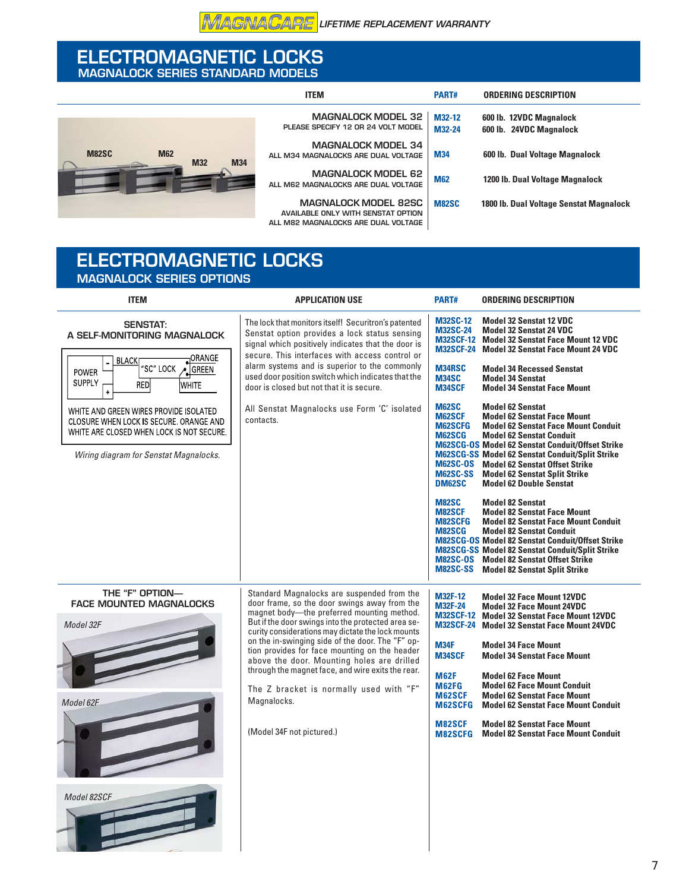MAGNACARE LIFETIME REPLACEMENT WARRANTY

# ELECTROMAGNETIC LOCKS

## MAGNALOCK SERIES STANDARD MODELS

M82SC M62 M32 M34

| ITEM | PART# | ORDERING DESCRIPTION |
|---|---|---|
| MAGNALOCK MODEL 32<br>PLEASE SPECIFY 12 OR 24 VOLT MODEL | M32-12<br>M32-24 | 600 lb. 12VDC Magnalock<br>600 lb. 24VDC Magnalock |
| MAGNALOCK MODEL 34<br>ALL M34 MAGNALOCKS ARE DUAL VOLTAGE | M34 | 600 lb. Dual Voltage Magnalock |
| MAGNALOCK MODEL 62<br>ALL M62 MAGNALOCKS ARE DUAL VOLTAGE | M62 | 1200 lb. Dual Voltage Magnalock |
| MAGNALOCK MODEL 82SC<br>AVAILABLE ONLY WITH SENSTAT OPTION<br>ALL M82 MAGNALOCKS ARE DUAL VOLTAGE | M82SC | 1800 lb. Dual Voltage Senstat Magnalock |

# ELECTROMAGNETIC LOCKS

## MAGNALOCK SERIES OPTIONS

| ITEM | APPLICATION USE | PART# | ORDERING DESCRIPTION |
|---|---|---|---|
| **SENSTAT: A SELF-MONITORING MAGNALOCK**<br>POWER SUPPLY – BLACK + RED; "SC" LOCK; ORANGE, GREEN, WHITE<br>WHITE AND GREEN WIRES PROVIDE ISOLATED CLOSURE WHEN LOCK IS SECURE. ORANGE AND WHITE ARE CLOSED WHEN LOCK IS NOT SECURE.<br>*Wiring diagram for Senstat Magnalocks.* | The lock that monitors itself! Securitron's patented Senstat option provides a lock status sensing signal which positively indicates that the door is secure. This interfaces with access control or alarm systems and is superior to the commonly used door position switch which indicates that the door is closed but not that it is secure.<br><br>All Senstat Magnalocks use Form 'C' isolated contacts. | M32SC-12<br>M32SC-24<br>M32SCF-12<br>M32SCF-24 | Model 32 Senstat 12 VDC<br>Model 32 Senstat 24 VDC<br>Model 32 Senstat Face Mount 12 VDC<br>Model 32 Senstat Face Mount 24 VDC |
| | | M34RSC<br>M34SC<br>M34SCF | Model 34 Recessed Senstat<br>Model 34 Senstat<br>Model 34 Senstat Face Mount |
| | | M62SC<br>M62SCF<br>M62SCFG<br>M62SCG<br>M62SCG-OS<br>M62SCG-SS<br>M62SC-OS<br>M62SC-SS<br>DM62SC | Model 62 Senstat<br>Model 62 Senstat Face Mount<br>Model 62 Senstat Face Mount Conduit<br>Model 62 Senstat Conduit<br>Model 62 Senstat Conduit/Offset Strike<br>Model 62 Senstat Conduit/Split Strike<br>Model 62 Senstat Offset Strike<br>Model 62 Senstat Split Strike<br>Model 62 Double Senstat |
| | | M82SC<br>M82SCF<br>M82SCFG<br>M82SCG<br>M82SCG-OS<br>M82SCG-SS<br>M82SC-OS<br>M82SC-SS | Model 82 Senstat<br>Model 82 Senstat Face Mount<br>Model 82 Senstat Face Mount Conduit<br>Model 82 Senstat Conduit<br>Model 82 Senstat Conduit/Offset Strike<br>Model 82 Senstat Conduit/Split Strike<br>Model 82 Senstat Offset Strike<br>Model 82 Senstat Split Strike |
| **THE "F" OPTION— FACE MOUNTED MAGNALOCKS**<br>*Model 32F*<br>*Model 62F*<br>*Model 82SCF* | Standard Magnalocks are suspended from the door frame, so the door swings away from the magnet body—the preferred mounting method. But if the door swings into the protected area security considerations may dictate the lock mounts on the in-swinging side of the door. The "F" option provides for face mounting on the header above the door. Mounting holes are drilled through the magnet face, and wire exits the rear.<br><br>The Z bracket is normally used with "F" Magnalocks.<br><br>(Model 34F not pictured.) | M32F-12<br>M32F-24<br>M32SCF-12<br>M32SCF-24 | Model 32 Face Mount 12VDC<br>Model 32 Face Mount 24VDC<br>Model 32 Senstat Face Mount 12VDC<br>Model 32 Senstat Face Mount 24VDC |
| | | M34F<br>M34SCF | Model 34 Face Mount<br>Model 34 Senstat Face Mount |
| | | M62F<br>M62FG<br>M62SCF<br>M62SCFG | Model 62 Face Mount<br>Model 62 Face Mount Conduit<br>Model 62 Senstat Face Mount<br>Model 62 Senstat Face Mount Conduit |
| | | M82SCF<br>M82SCFG | Model 82 Senstat Face Mount<br>Model 82 Senstat Face Mount Conduit |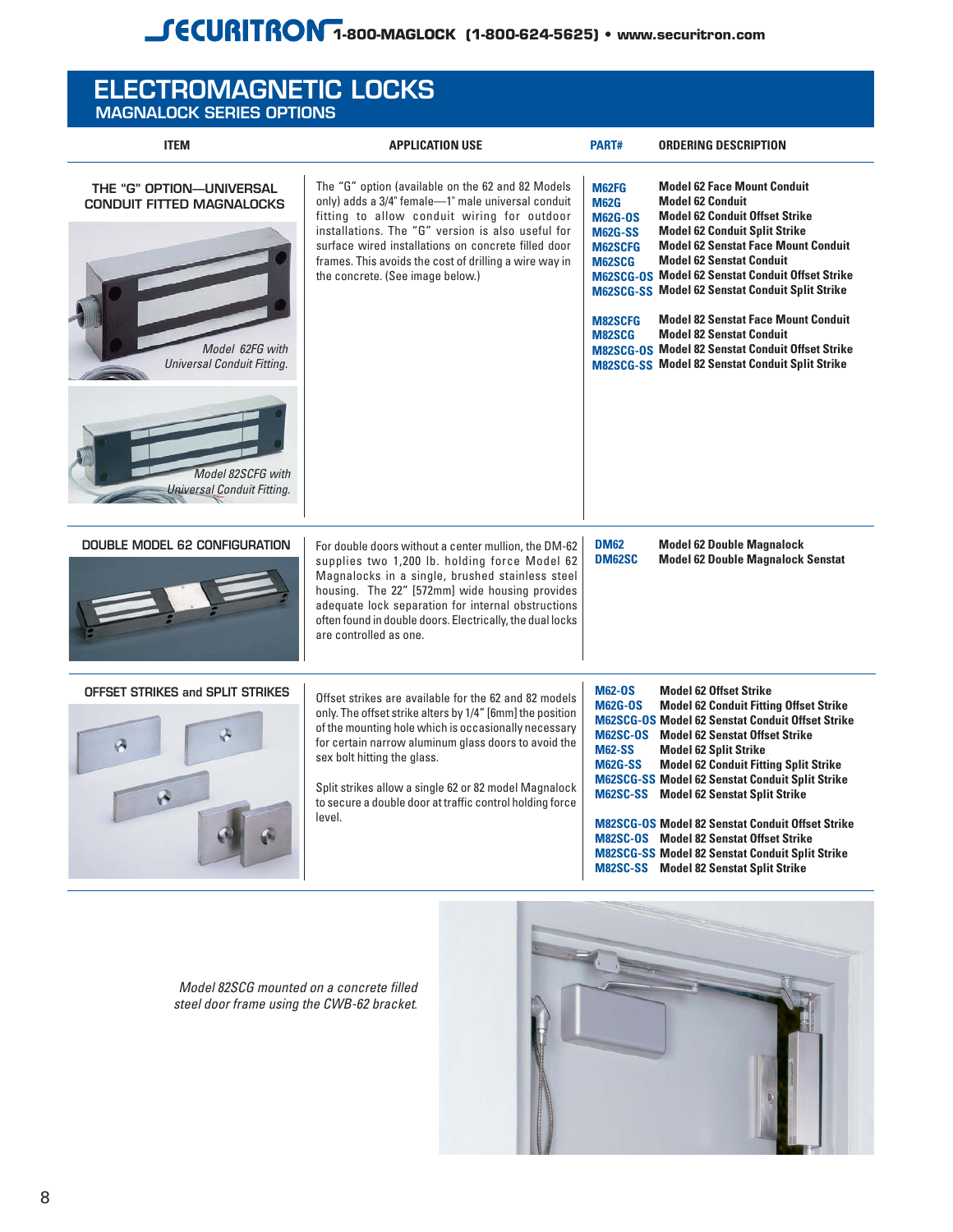# ELECTROMAGNETIC LOCKS

## MAGNALOCK SERIES OPTIONS

| ITEM | APPLICATION USE | PART# | ORDERING DESCRIPTION |
|---|---|---|---|
| **THE "G" OPTION—UNIVERSAL CONDUIT FITTED MAGNALOCKS**<br>*Model 62FG with Universal Conduit Fitting.*<br>*Model 82SCFG with Universal Conduit Fitting.* | The "G" option (available on the 62 and 82 Models only) adds a 3/4" female—1" male universal conduit fitting to allow conduit wiring for outdoor installations. The "G" version is also useful for surface wired installations on concrete filled door frames. This avoids the cost of drilling a wire way in the concrete. (See image below.) | M62FG<br>M62G<br>M62G-OS<br>M62G-SS<br>M62SCFG<br>M62SCG<br>M62SCG-OS<br>M62SCG-SS<br><br>M82SCFG<br>M82SCG<br>M82SCG-OS<br>M82SCG-SS | Model 62 Face Mount Conduit<br>Model 62 Conduit<br>Model 62 Conduit Offset Strike<br>Model 62 Conduit Split Strike<br>Model 62 Senstat Face Mount Conduit<br>Model 62 Senstat Conduit<br>Model 62 Senstat Conduit Offset Strike<br>Model 62 Senstat Conduit Split Strike<br><br>Model 82 Senstat Face Mount Conduit<br>Model 82 Senstat Conduit<br>Model 82 Senstat Conduit Offset Strike<br>Model 82 Senstat Conduit Split Strike |
| **DOUBLE MODEL 62 CONFIGURATION** | For double doors without a center mullion, the DM-62 supplies two 1,200 lb. holding force Model 62 Magnalocks in a single, brushed stainless steel housing. The 22" [572mm] wide housing provides adequate lock separation for internal obstructions often found in double doors. Electrically, the dual locks are controlled as one. | DM62<br>DM62SC | Model 62 Double Magnalock<br>Model 62 Double Magnalock Senstat |
| **OFFSET STRIKES and SPLIT STRIKES** | Offset strikes are available for the 62 and 82 models only. The offset strike alters by 1/4" [6mm] the position of the mounting hole which is occasionally necessary for certain narrow aluminum glass doors to avoid the sex bolt hitting the glass.<br><br>Split strikes allow a single 62 or 82 model Magnalock to secure a double door at traffic control holding force level. | M62-OS<br>M62G-OS<br>M62SCG-OS<br>M62SC-OS<br>M62-SS<br>M62G-SS<br>M62SCG-SS<br>M62SC-SS<br><br>M82SCG-OS<br>M82SC-OS<br>M82SCG-SS<br>M82SC-SS | Model 62 Offset Strike<br>Model 62 Conduit Fitting Offset Strike<br>Model 62 Senstat Conduit Offset Strike<br>Model 62 Senstat Offset Strike<br>Model 62 Split Strike<br>Model 62 Conduit Fitting Split Strike<br>Model 62 Senstat Conduit Split Strike<br>Model 62 Senstat Split Strike<br><br>Model 82 Senstat Conduit Offset Strike<br>Model 82 Senstat Offset Strike<br>Model 82 Senstat Conduit Split Strike<br>Model 82 Senstat Split Strike |

*Model 82SCG mounted on a concrete filled steel door frame using the CWB-62 bracket.*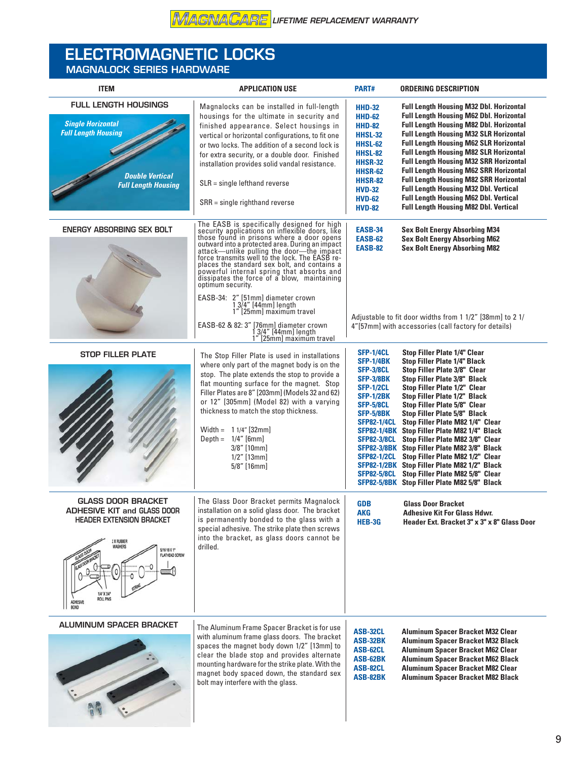MAGNACARE LIFETIME REPLACEMENT WARRANTY

# ELECTROMAGNETIC LOCKS

## MAGNALOCK SERIES HARDWARE

| ITEM | APPLICATION USE | PART# | ORDERING DESCRIPTION |
|---|---|---|---|
| FULL LENGTH HOUSINGS<br>*Single Horizontal Full Length Housing*<br>*Double Vertical Full Length Housing* | Magnalocks can be installed in full-length housings for the ultimate in security and finished appearance. Select housings in vertical or horizontal configurations, to fit one or two locks. The addition of a second lock is for extra security, or a double door. Finished installation provides solid vandal resistance.<br><br>SLR = single lefthand reverse<br><br>SRR = single righthand reverse | HHD-32<br>HHD-62<br>HHD-82<br>HHSL-32<br>HHSL-62<br>HHSL-82<br>HHSR-32<br>HHSR-62<br>HHSR-82<br>HVD-32<br>HVD-62<br>HVD-82 | Full Length Housing M32 Dbl. Horizontal<br>Full Length Housing M62 Dbl. Horizontal<br>Full Length Housing M82 Dbl. Horizontal<br>Full Length Housing M32 SLR Horizontal<br>Full Length Housing M62 SLR Horizontal<br>Full Length Housing M82 SLR Horizontal<br>Full Length Housing M32 SRR Horizontal<br>Full Length Housing M62 SRR Horizontal<br>Full Length Housing M82 SRR Horizontal<br>Full Length Housing M32 Dbl. Vertical<br>Full Length Housing M62 Dbl. Vertical<br>Full Length Housing M82 Dbl. Vertical |
| ENERGY ABSORBING SEX BOLT | The EASB is specifically designed for high security applications on inflexible doors, like those found in prisons where a door opens outward into a protected area. During an impact attack—unlike pulling the door—the impact force transmits well to the lock. The EASB replaces the standard sex bolt, and contains a powerful internal spring that absorbs and dissipates the force of a blow, maintaining optimum security.<br><br>EASB-34: 2" [51mm] diameter crown<br>1 3/4" [44mm] length<br>1" [25mm] maximum travel<br><br>EASB-62 & 82: 3" [76mm] diameter crown<br>1 3/4" [44mm] length<br>1" [25mm] maximum travel | EASB-34<br>EASB-62<br>EASB-82<br><br>Adjustable to fit door widths from 1 1/2" [38mm] to 2 1/4"[57mm] with accessories (call factory for details) | Sex Bolt Energy Absorbing M34<br>Sex Bolt Energy Absorbing M62<br>Sex Bolt Energy Absorbing M82 |
| STOP FILLER PLATE | The Stop Filler Plate is used in installations where only part of the magnet body is on the stop. The plate extends the stop to provide a flat mounting surface for the magnet. Stop Filler Plates are 8" [203mm] (Models 32 and 62) or 12" [305mm] (Model 82) with a varying thickness to match the stop thickness.<br><br>Width = 1 1/4" [32mm]<br>Depth = 1/4" [6mm]<br>3/8" [10mm]<br>1/2" [13mm]<br>5/8" [16mm] | SFP-1/4CL<br>SFP-1/4BK<br>SFP-3/8CL<br>SFP-3/8BK<br>SFP-1/2CL<br>SFP-1/2BK<br>SFP-5/8CL<br>SFP-5/8BK<br>SFP82-1/4CL<br>SFP82-1/4BK<br>SFP82-3/8CL<br>SFP82-3/8BK<br>SFP82-1/2CL<br>SFP82-1/2BK<br>SFP82-5/8CL<br>SFP82-5/8BK | Stop Filler Plate 1/4" Clear<br>Stop Filler Plate 1/4" Black<br>Stop Filler Plate 3/8" Clear<br>Stop Filler Plate 3/8" Black<br>Stop Filler Plate 1/2" Clear<br>Stop Filler Plate 1/2" Black<br>Stop Filler Plate 5/8" Clear<br>Stop Filler Plate 5/8" Black<br>Stop Filler Plate M82 1/4" Clear<br>Stop Filler Plate M82 1/4" Black<br>Stop Filler Plate M82 3/8" Clear<br>Stop Filler Plate M82 3/8" Black<br>Stop Filler Plate M82 1/2" Clear<br>Stop Filler Plate M82 1/2" Black<br>Stop Filler Plate M82 5/8" Clear<br>Stop Filler Plate M82 5/8" Black |
| GLASS DOOR BRACKET ADHESIVE KIT and GLASS DOOR HEADER EXTENSION BRACKET<br>2 X RUBBER WASHERS<br>5/16-18 X 1" FLATHEAD SCREW<br>GLASS DOOR<br>GLASS DOOR BRACKET<br>STRIKE<br>1/4" X 3/4" ROLL PINS<br>ADHESIVE BOND | The Glass Door Bracket permits Magnalock installation on a solid glass door. The bracket is permanently bonded to the glass with a special adhesive. The strike plate then screws into the bracket, as glass doors cannot be drilled. | GDB<br>AKG<br>HEB-3G | Glass Door Bracket<br>Adhesive Kit For Glass Hdwr.<br>Header Ext. Bracket 3" x 3" x 8" Glass Door |
| ALUMINUM SPACER BRACKET | The Aluminum Frame Spacer Bracket is for use with aluminum frame glass doors. The bracket spaces the magnet body down 1/2" [13mm] to clear the blade stop and provides alternate mounting hardware for the strike plate. With the magnet body spaced down, the standard sex bolt may interfere with the glass. | ASB-32CL<br>ASB-32BK<br>ASB-62CL<br>ASB-62BK<br>ASB-82CL<br>ASB-82BK | Aluminum Spacer Bracket M32 Clear<br>Aluminum Spacer Bracket M32 Black<br>Aluminum Spacer Bracket M62 Clear<br>Aluminum Spacer Bracket M62 Black<br>Aluminum Spacer Bracket M82 Clear<br>Aluminum Spacer Bracket M82 Black |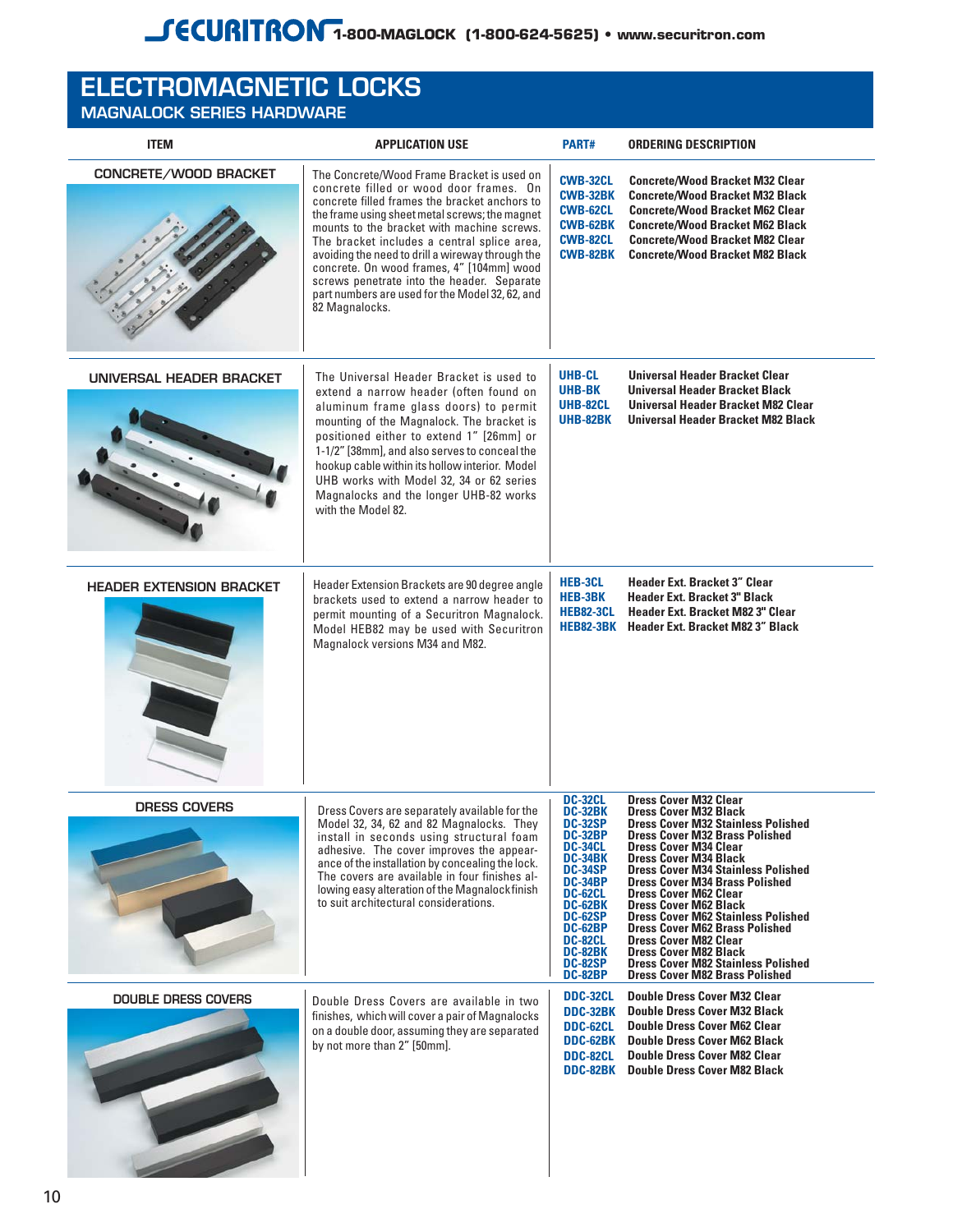# ELECTROMAGNETIC LOCKS

## MAGNALOCK SERIES HARDWARE

| ITEM | APPLICATION USE | PART# | ORDERING DESCRIPTION |
|---|---|---|---|
| CONCRETE/WOOD BRACKET | The Concrete/Wood Frame Bracket is used on concrete filled or wood door frames. On concrete filled frames the bracket anchors to the frame using sheet metal screws; the magnet mounts to the bracket with machine screws. The bracket includes a central splice area, avoiding the need to drill a wireway through the concrete. On wood frames, 4" [104mm] wood screws penetrate into the header. Separate part numbers are used for the Model 32, 62, and 82 Magnalocks. | CWB-32CL | Concrete/Wood Bracket M32 Clear |
| | | CWB-32BK | Concrete/Wood Bracket M32 Black |
| | | CWB-62CL | Concrete/Wood Bracket M62 Clear |
| | | CWB-62BK | Concrete/Wood Bracket M62 Black |
| | | CWB-82CL | Concrete/Wood Bracket M82 Clear |
| | | CWB-82BK | Concrete/Wood Bracket M82 Black |
| UNIVERSAL HEADER BRACKET | The Universal Header Bracket is used to extend a narrow header (often found on aluminum frame glass doors) to permit mounting of the Magnalock. The bracket is positioned either to extend 1" [26mm] or 1-1/2" [38mm], and also serves to conceal the hookup cable within its hollow interior. Model UHB works with Model 32, 34 or 62 series Magnalocks and the longer UHB-82 works with the Model 82. | UHB-CL | Universal Header Bracket Clear |
| | | UHB-BK | Universal Header Bracket Black |
| | | UHB-82CL | Universal Header Bracket M82 Clear |
| | | UHB-82BK | Universal Header Bracket M82 Black |
| HEADER EXTENSION BRACKET | Header Extension Brackets are 90 degree angle brackets used to extend a narrow header to permit mounting of a Securitron Magnalock. Model HEB82 may be used with Securitron Magnalock versions M34 and M82. | HEB-3CL | Header Ext. Bracket 3" Clear |
| | | HEB-3BK | Header Ext. Bracket 3" Black |
| | | HEB82-3CL | Header Ext. Bracket M82 3" Clear |
| | | HEB82-3BK | Header Ext. Bracket M82 3" Black |
| DRESS COVERS | Dress Covers are separately available for the Model 32, 34, 62 and 82 Magnalocks. They install in seconds using structural foam adhesive. The cover improves the appearance of the installation by concealing the lock. The covers are available in four finishes allowing easy alteration of the Magnalock finish to suit architectural considerations. | DC-32CL | Dress Cover M32 Clear |
| | | DC-32BK | Dress Cover M32 Black |
| | | DC-32SP | Dress Cover M32 Stainless Polished |
| | | DC-32BP | Dress Cover M32 Brass Polished |
| | | DC-34CL | Dress Cover M34 Clear |
| | | DC-34BK | Dress Cover M34 Black |
| | | DC-34SP | Dress Cover M34 Stainless Polished |
| | | DC-34BP | Dress Cover M34 Brass Polished |
| | | DC-62CL | Dress Cover M62 Clear |
| | | DC-62BK | Dress Cover M62 Black |
| | | DC-62SP | Dress Cover M62 Stainless Polished |
| | | DC-62BP | Dress Cover M62 Brass Polished |
| | | DC-82CL | Dress Cover M82 Clear |
| | | DC-82BK | Dress Cover M82 Black |
| | | DC-82SP | Dress Cover M82 Stainless Polished |
| | | DC-82BP | Dress Cover M82 Brass Polished |
| DOUBLE DRESS COVERS | Double Dress Covers are available in two finishes, which will cover a pair of Magnalocks on a double door, assuming they are separated by not more than 2" [50mm]. | DDC-32CL | Double Dress Cover M32 Clear |
| | | DDC-32BK | Double Dress Cover M32 Black |
| | | DDC-62CL | Double Dress Cover M62 Clear |
| | | DDC-62BK | Double Dress Cover M62 Black |
| | | DDC-82CL | Double Dress Cover M82 Clear |
| | | DDC-82BK | Double Dress Cover M82 Black |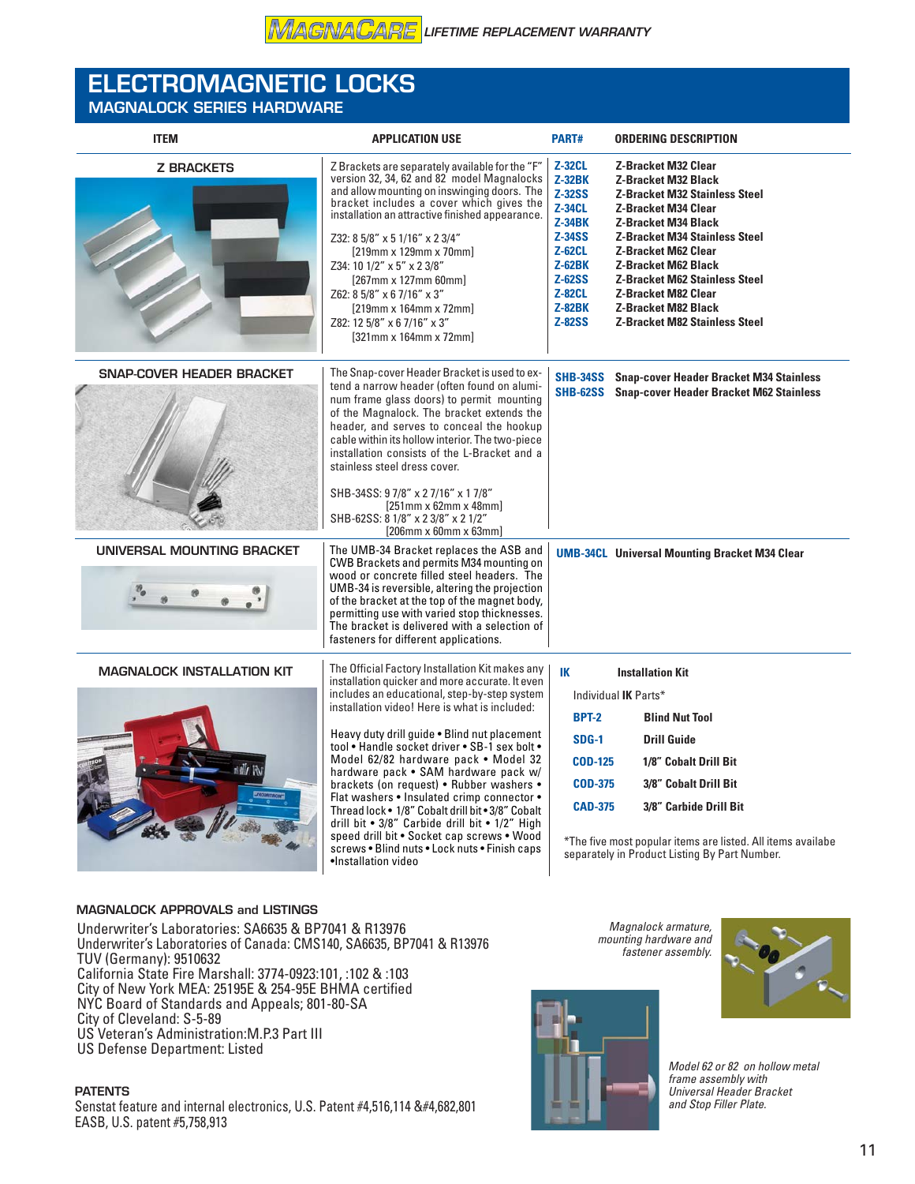MAGNACARE LIFETIME REPLACEMENT WARRANTY

# ELECTROMAGNETIC LOCKS
## MAGNALOCK SERIES HARDWARE

| ITEM | APPLICATION USE | PART# | ORDERING DESCRIPTION |
|---|---|---|---|
| **Z BRACKETS** | Z Brackets are separately available for the "F" version 32, 34, 62 and 82 model Magnalocks and allow mounting on inswinging doors. The bracket includes a cover which gives the installation an attractive finished appearance.<br><br>Z32: 8 5/8" x 5 1/16" x 2 3/4" [219mm x 129mm x 70mm]<br>Z34: 10 1/2" x 5" x 2 3/8" [267mm x 127mm 60mm]<br>Z62: 8 5/8" x 6 7/16" x 3" [219mm x 164mm x 72mm]<br>Z82: 12 5/8" x 6 7/16" x 3" [321mm x 164mm x 72mm] | Z-32CL<br>Z-32BK<br>Z-32SS<br>Z-34CL<br>Z-34BK<br>Z-34SS<br>Z-62CL<br>Z-62BK<br>Z-62SS<br>Z-82CL<br>Z-82BK<br>Z-82SS | Z-Bracket M32 Clear<br>Z-Bracket M32 Black<br>Z-Bracket M32 Stainless Steel<br>Z-Bracket M34 Clear<br>Z-Bracket M34 Black<br>Z-Bracket M34 Stainless Steel<br>Z-Bracket M62 Clear<br>Z-Bracket M62 Black<br>Z-Bracket M62 Stainless Steel<br>Z-Bracket M82 Clear<br>Z-Bracket M82 Black<br>Z-Bracket M82 Stainless Steel |
| **SNAP-COVER HEADER BRACKET** | The Snap-cover Header Bracket is used to extend a narrow header (often found on aluminum frame glass doors) to permit mounting of the Magnalock. The bracket extends the header, and serves to conceal the hookup cable within its hollow interior. The two-piece installation consists of the L-Bracket and a stainless steel dress cover.<br><br>SHB-34SS: 9 7/8" x 2 7/16" x 1 7/8" [251mm x 62mm x 48mm]<br>SHB-62SS: 8 1/8" x 2 3/8" x 2 1/2" [206mm x 60mm x 63mm] | SHB-34SS<br>SHB-62SS | Snap-cover Header Bracket M34 Stainless<br>Snap-cover Header Bracket M62 Stainless |
| **UNIVERSAL MOUNTING BRACKET** | The UMB-34 Bracket replaces the ASB and CWB Brackets and permits M34 mounting on wood or concrete filled steel headers. The UMB-34 is reversible, altering the projection of the bracket at the top of the magnet body, permitting use with varied stop thicknesses. The bracket is delivered with a selection of fasteners for different applications. | UMB-34CL | Universal Mounting Bracket M34 Clear |
| **MAGNALOCK INSTALLATION KIT** | The Official Factory Installation Kit makes any installation quicker and more accurate. It even includes an educational, step-by-step system installation video! Here is what is included:<br><br>Heavy duty drill guide • Blind nut placement tool • Handle socket driver • SB-1 sex bolt • Model 62/82 hardware pack • Model 32 hardware pack • SAM hardware pack w/ brackets (on request) • Rubber washers • Flat washers • Insulated crimp connector • Thread lock • 1/8" Cobalt drill bit • 3/8" Cobalt drill bit • 3/8" Carbide drill bit • 1/2" High speed drill bit • Socket cap screws • Wood screws • Blind nuts • Lock nuts • Finish caps • Installation video | IK<br><br>Individual **IK** Parts*<br>BPT-2<br>SDG-1<br>COD-125<br>COD-375<br>CAD-375<br><br>*The five most popular items are listed. All items availabe separately in Product Listing By Part Number. | Installation Kit<br><br><br>Blind Nut Tool<br>Drill Guide<br>1/8" Cobalt Drill Bit<br>3/8" Cobalt Drill Bit<br>3/8" Carbide Drill Bit |

### MAGNALOCK APPROVALS and LISTINGS

Underwriter's Laboratories: SA6635 & BP7041 & R13976
Underwriter's Laboratories of Canada: CMS140, SA6635, BP7041 & R13976
TUV (Germany): 9510632
California State Fire Marshall: 3774-0923:101, :102 & :103
City of New York MEA: 25195E & 254-95E BHMA certified
NYC Board of Standards and Appeals; 801-80-SA
City of Cleveland: S-5-89
US Veteran's Administration:M.P.3 Part III
US Defense Department: Listed

### PATENTS

Senstat feature and internal electronics, U.S. Patent #4,516,114 &#4,682,801
EASB, U.S. patent #5,758,913

*Magnalock armature, mounting hardware and fastener assembly.*

*Model 62 or 82 on hollow metal frame assembly with Universal Header Bracket and Stop Filler Plate.*